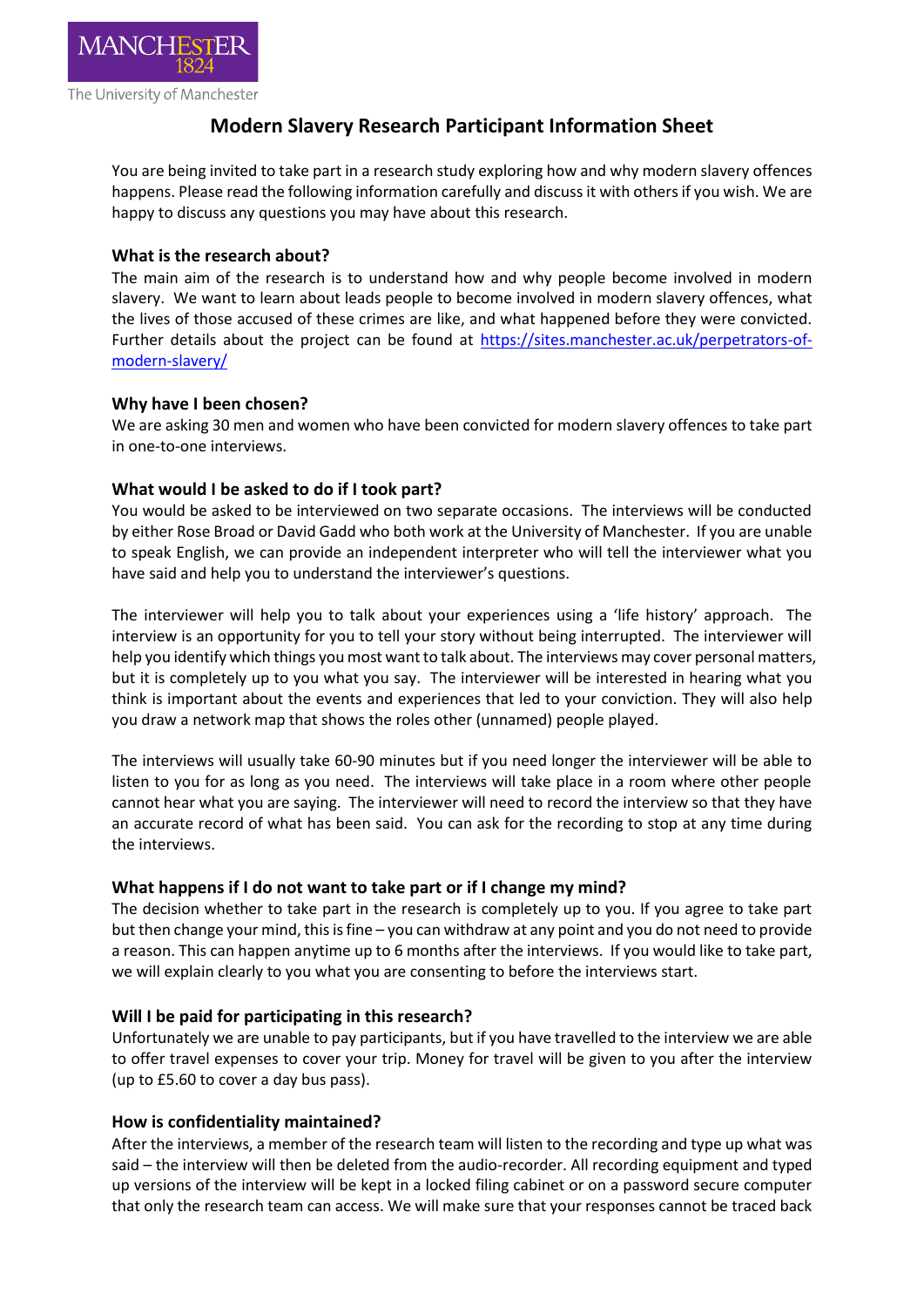MANCHESTER
1824
The University of Manchester

# Modern Slavery Research Participant Information Sheet

You are being invited to take part in a research study exploring how and why modern slavery offences happens. Please read the following information carefully and discuss it with others if you wish. We are happy to discuss any questions you may have about this research.

### What is the research about?

The main aim of the research is to understand how and why people become involved in modern slavery. We want to learn about leads people to become involved in modern slavery offences, what the lives of those accused of these crimes are like, and what happened before they were convicted. Further details about the project can be found at [https://sites.manchester.ac.uk/perpetrators-of-modern-slavery/](https://sites.manchester.ac.uk/perpetrators-of-modern-slavery/)

### Why have I been chosen?

We are asking 30 men and women who have been convicted for modern slavery offences to take part in one-to-one interviews.

### What would I be asked to do if I took part?

You would be asked to be interviewed on two separate occasions. The interviews will be conducted by either Rose Broad or David Gadd who both work at the University of Manchester. If you are unable to speak English, we can provide an independent interpreter who will tell the interviewer what you have said and help you to understand the interviewer's questions.

The interviewer will help you to talk about your experiences using a 'life history' approach. The interview is an opportunity for you to tell your story without being interrupted. The interviewer will help you identify which things you most want to talk about. The interviews may cover personal matters, but it is completely up to you what you say. The interviewer will be interested in hearing what you think is important about the events and experiences that led to your conviction. They will also help you draw a network map that shows the roles other (unnamed) people played.

The interviews will usually take 60-90 minutes but if you need longer the interviewer will be able to listen to you for as long as you need. The interviews will take place in a room where other people cannot hear what you are saying. The interviewer will need to record the interview so that they have an accurate record of what has been said. You can ask for the recording to stop at any time during the interviews.

### What happens if I do not want to take part or if I change my mind?

The decision whether to take part in the research is completely up to you. If you agree to take part but then change your mind, this is fine – you can withdraw at any point and you do not need to provide a reason. This can happen anytime up to 6 months after the interviews. If you would like to take part, we will explain clearly to you what you are consenting to before the interviews start.

### Will I be paid for participating in this research?

Unfortunately we are unable to pay participants, but if you have travelled to the interview we are able to offer travel expenses to cover your trip. Money for travel will be given to you after the interview (up to £5.60 to cover a day bus pass).

### How is confidentiality maintained?

After the interviews, a member of the research team will listen to the recording and type up what was said – the interview will then be deleted from the audio-recorder. All recording equipment and typed up versions of the interview will be kept in a locked filing cabinet or on a password secure computer that only the research team can access. We will make sure that your responses cannot be traced back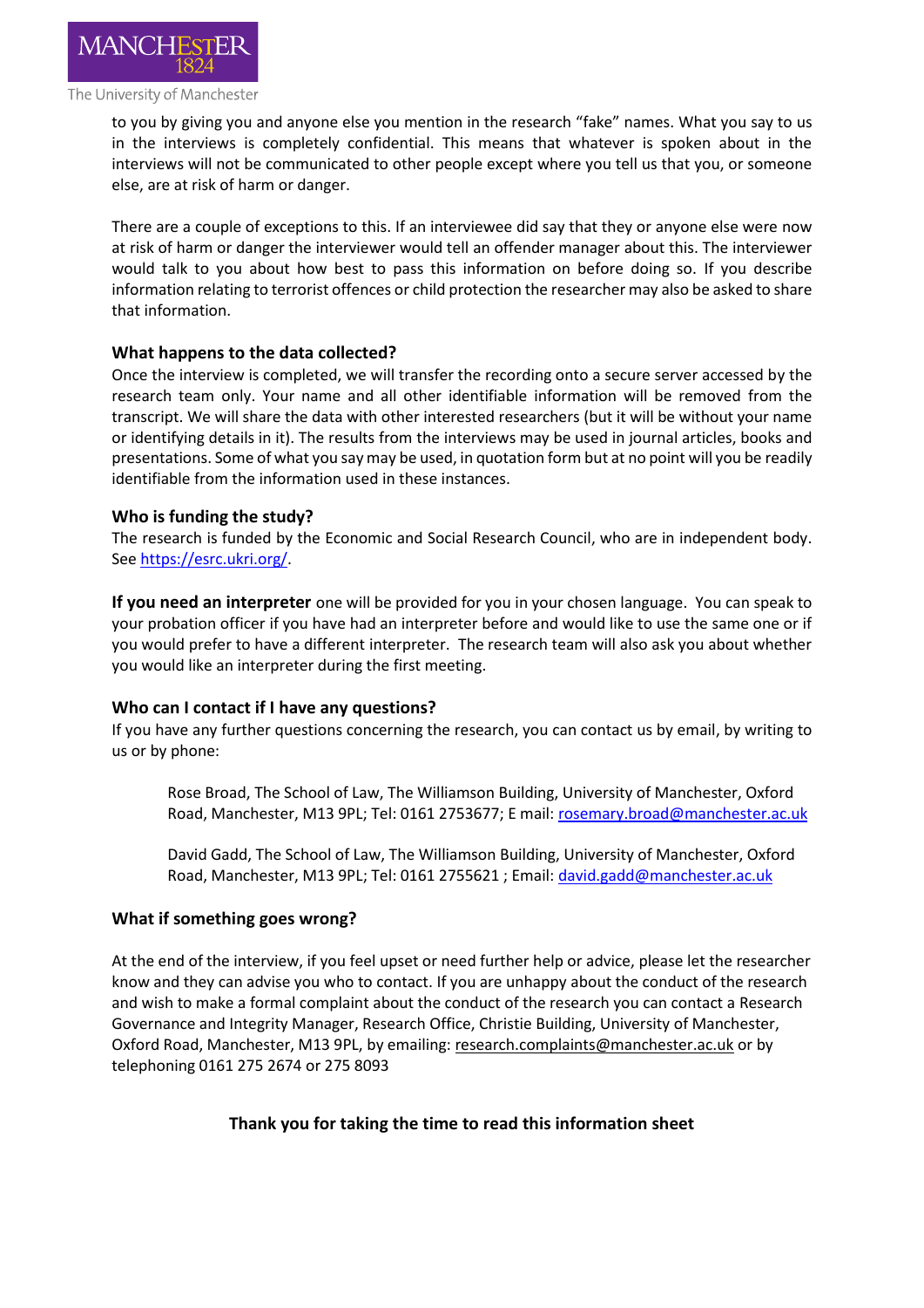to you by giving you and anyone else you mention in the research "fake" names. What you say to us in the interviews is completely confidential. This means that whatever is spoken about in the interviews will not be communicated to other people except where you tell us that you, or someone else, are at risk of harm or danger.

There are a couple of exceptions to this. If an interviewee did say that they or anyone else were now at risk of harm or danger the interviewer would tell an offender manager about this. The interviewer would talk to you about how best to pass this information on before doing so. If you describe information relating to terrorist offences or child protection the researcher may also be asked to share that information.

## What happens to the data collected?

Once the interview is completed, we will transfer the recording onto a secure server accessed by the research team only. Your name and all other identifiable information will be removed from the transcript. We will share the data with other interested researchers (but it will be without your name or identifying details in it). The results from the interviews may be used in journal articles, books and presentations. Some of what you say may be used, in quotation form but at no point will you be readily identifiable from the information used in these instances.

## Who is funding the study?

The research is funded by the Economic and Social Research Council, who are in independent body. See https://esrc.ukri.org/.

**If you need an interpreter** one will be provided for you in your chosen language. You can speak to your probation officer if you have had an interpreter before and would like to use the same one or if you would prefer to have a different interpreter. The research team will also ask you about whether you would like an interpreter during the first meeting.

## Who can I contact if I have any questions?

If you have any further questions concerning the research, you can contact us by email, by writing to us or by phone:

Rose Broad, The School of Law, The Williamson Building, University of Manchester, Oxford Road, Manchester, M13 9PL; Tel: 0161 2753677; E mail: rosemary.broad@manchester.ac.uk

David Gadd, The School of Law, The Williamson Building, University of Manchester, Oxford Road, Manchester, M13 9PL; Tel: 0161 2755621 ; Email: david.gadd@manchester.ac.uk

## What if something goes wrong?

At the end of the interview, if you feel upset or need further help or advice, please let the researcher know and they can advise you who to contact. If you are unhappy about the conduct of the research and wish to make a formal complaint about the conduct of the research you can contact a Research Governance and Integrity Manager, Research Office, Christie Building, University of Manchester, Oxford Road, Manchester, M13 9PL, by emailing: research.complaints@manchester.ac.uk or by telephoning 0161 275 2674 or 275 8093

**Thank you for taking the time to read this information sheet**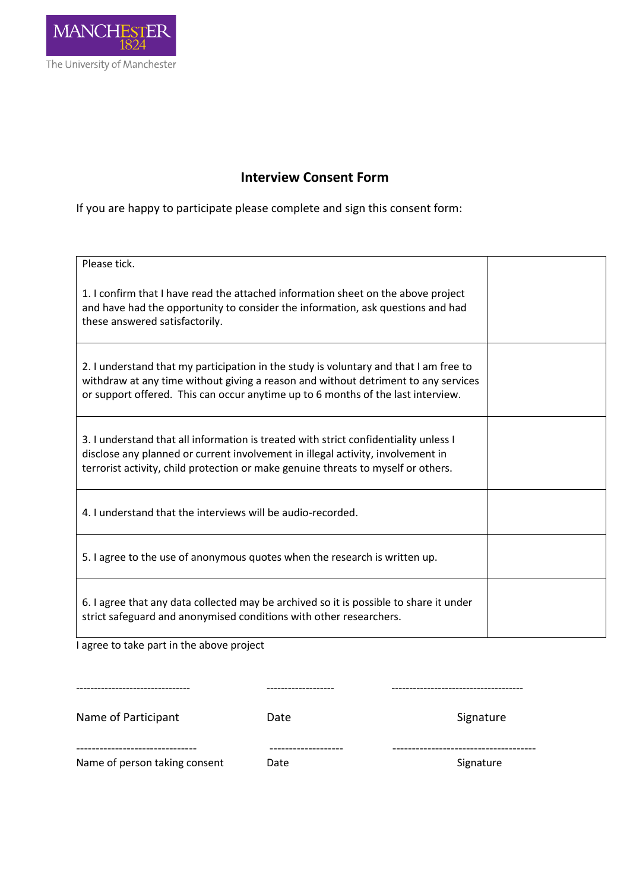MANCHESTER 1824

The University of Manchester

## Interview Consent Form

If you are happy to participate please complete and sign this consent form:

| | |
|---|---|
| Please tick.<br><br>1. I confirm that I have read the attached information sheet on the above project and have had the opportunity to consider the information, ask questions and had these answered satisfactorily. | |
| 2. I understand that my participation in the study is voluntary and that I am free to withdraw at any time without giving a reason and without detriment to any services or support offered. This can occur anytime up to 6 months of the last interview. | |
| 3. I understand that all information is treated with strict confidentiality unless I disclose any planned or current involvement in illegal activity, involvement in terrorist activity, child protection or make genuine threats to myself or others. | |
| 4. I understand that the interviews will be audio-recorded. | |
| 5. I agree to the use of anonymous quotes when the research is written up. | |
| 6. I agree that any data collected may be archived so it is possible to share it under strict safeguard and anonymised conditions with other researchers. | |

I agree to take part in the above project

| | | |
|---|---|---|
| -------------------------------- | ------------------- | ------------------------------------- |
| Name of Participant | Date | Signature |
| -------------------------------- | ------------------- | ------------------------------------- |
| Name of person taking consent | Date | Signature |